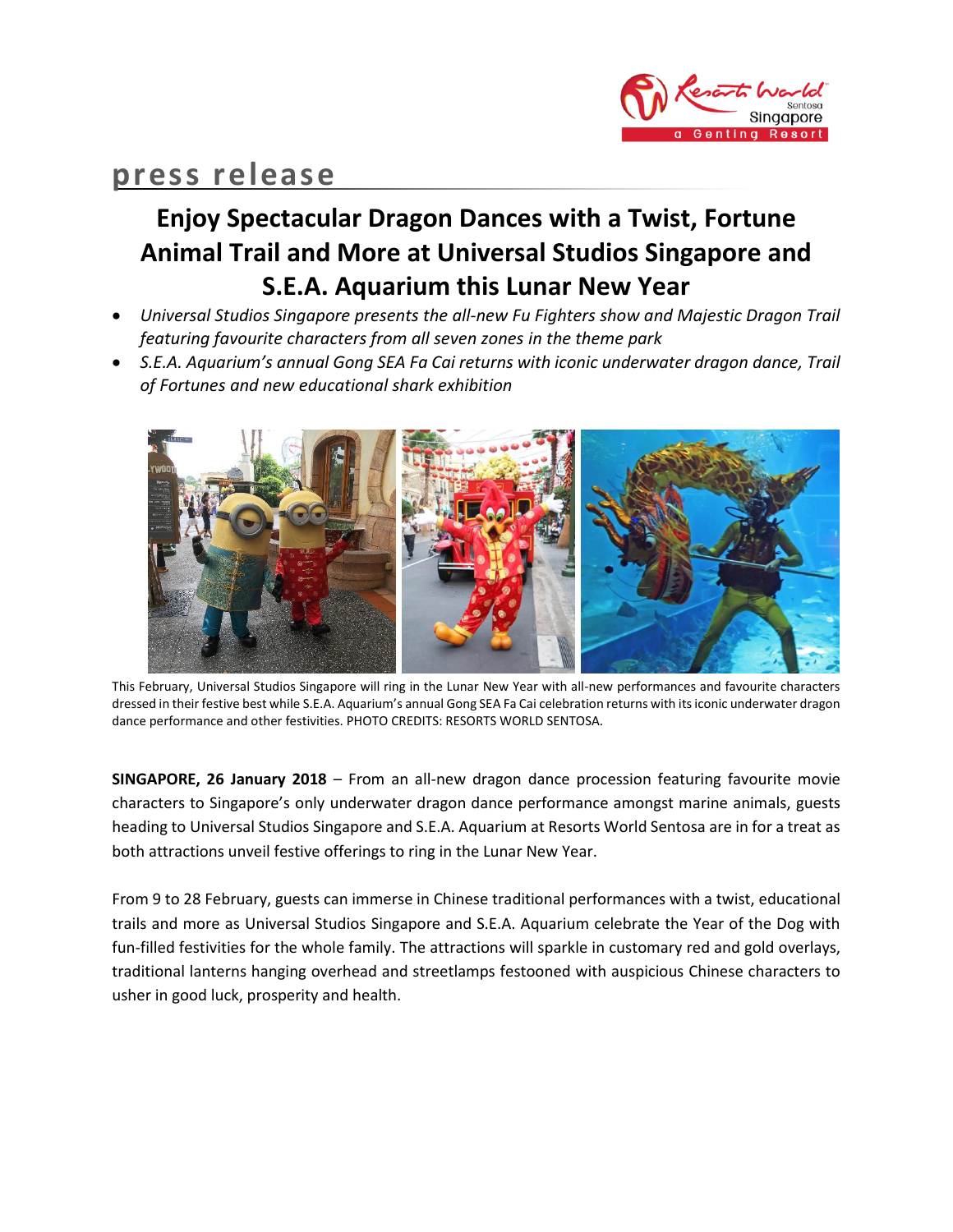press release

# Enjoy Spectacular Dragon Dances with a Twist, Fortune Animal Trail and More at Universal Studios Singapore and S.E.A. Aquarium this Lunar New Year

- *Universal Studios Singapore presents the all-new Fu Fighters show and Majestic Dragon Trail featuring favourite characters from all seven zones in the theme park*
- *S.E.A. Aquarium's annual Gong SEA Fa Cai returns with iconic underwater dragon dance, Trail of Fortunes and new educational shark exhibition*

This February, Universal Studios Singapore will ring in the Lunar New Year with all-new performances and favourite characters dressed in their festive best while S.E.A. Aquarium's annual Gong SEA Fa Cai celebration returns with its iconic underwater dragon dance performance and other festivities. PHOTO CREDITS: RESORTS WORLD SENTOSA.

**SINGAPORE, 26 January 2018** – From an all-new dragon dance procession featuring favourite movie characters to Singapore's only underwater dragon dance performance amongst marine animals, guests heading to Universal Studios Singapore and S.E.A. Aquarium at Resorts World Sentosa are in for a treat as both attractions unveil festive offerings to ring in the Lunar New Year.

From 9 to 28 February, guests can immerse in Chinese traditional performances with a twist, educational trails and more as Universal Studios Singapore and S.E.A. Aquarium celebrate the Year of the Dog with fun-filled festivities for the whole family. The attractions will sparkle in customary red and gold overlays, traditional lanterns hanging overhead and streetlamps festooned with auspicious Chinese characters to usher in good luck, prosperity and health.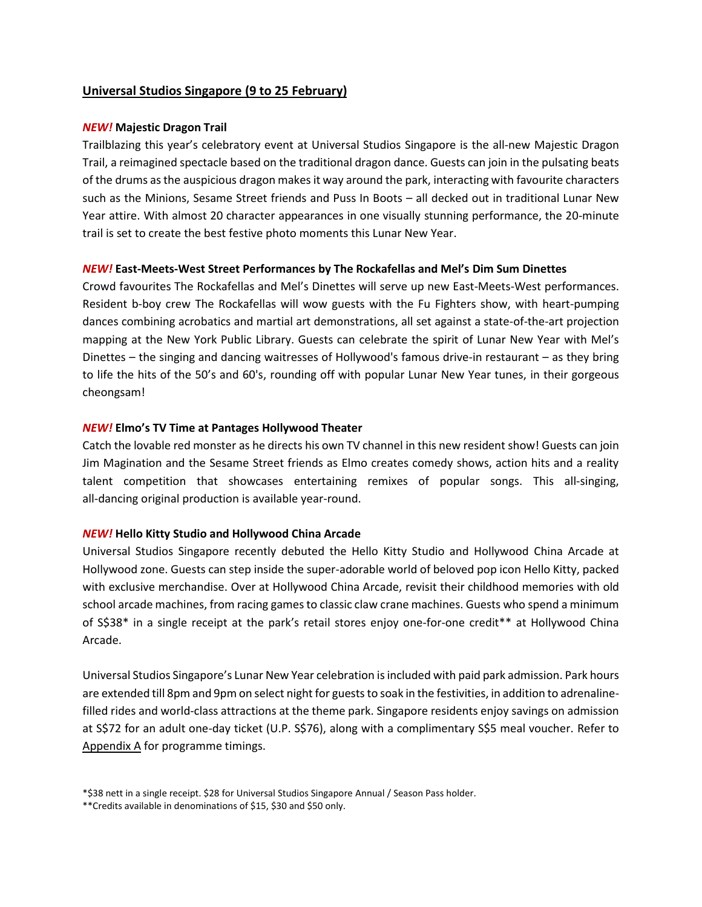## Universal Studios Singapore (9 to 25 February)

***NEW!*** **Majestic Dragon Trail**

Trailblazing this year's celebratory event at Universal Studios Singapore is the all-new Majestic Dragon Trail, a reimagined spectacle based on the traditional dragon dance. Guests can join in the pulsating beats of the drums as the auspicious dragon makes it way around the park, interacting with favourite characters such as the Minions, Sesame Street friends and Puss In Boots – all decked out in traditional Lunar New Year attire. With almost 20 character appearances in one visually stunning performance, the 20-minute trail is set to create the best festive photo moments this Lunar New Year.

***NEW!*** **East-Meets-West Street Performances by The Rockafellas and Mel's Dim Sum Dinettes**

Crowd favourites The Rockafellas and Mel's Dinettes will serve up new East-Meets-West performances. Resident b-boy crew The Rockafellas will wow guests with the Fu Fighters show, with heart-pumping dances combining acrobatics and martial art demonstrations, all set against a state-of-the-art projection mapping at the New York Public Library. Guests can celebrate the spirit of Lunar New Year with Mel's Dinettes – the singing and dancing waitresses of Hollywood's famous drive-in restaurant – as they bring to life the hits of the 50's and 60's, rounding off with popular Lunar New Year tunes, in their gorgeous cheongsam!

***NEW!*** **Elmo's TV Time at Pantages Hollywood Theater**

Catch the lovable red monster as he directs his own TV channel in this new resident show! Guests can join Jim Magination and the Sesame Street friends as Elmo creates comedy shows, action hits and a reality talent competition that showcases entertaining remixes of popular songs. This all-singing, all-dancing original production is available year-round.

***NEW!*** **Hello Kitty Studio and Hollywood China Arcade**

Universal Studios Singapore recently debuted the Hello Kitty Studio and Hollywood China Arcade at Hollywood zone. Guests can step inside the super-adorable world of beloved pop icon Hello Kitty, packed with exclusive merchandise. Over at Hollywood China Arcade, revisit their childhood memories with old school arcade machines, from racing games to classic claw crane machines. Guests who spend a minimum of S$38* in a single receipt at the park's retail stores enjoy one-for-one credit** at Hollywood China Arcade.

Universal Studios Singapore's Lunar New Year celebration is included with paid park admission. Park hours are extended till 8pm and 9pm on select night for guests to soak in the festivities, in addition to adrenaline-filled rides and world-class attractions at the theme park. Singapore residents enjoy savings on admission at S$72 for an adult one-day ticket (U.P. S$76), along with a complimentary S$5 meal voucher. Refer to Appendix A for programme timings.

*$38 nett in a single receipt. $28 for Universal Studios Singapore Annual / Season Pass holder.

**Credits available in denominations of $15, $30 and $50 only.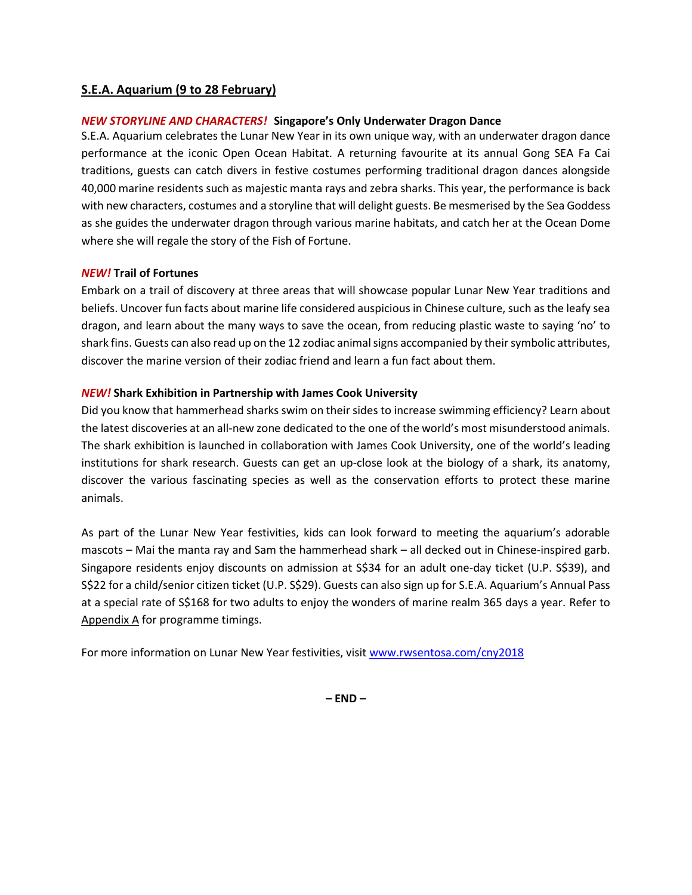## S.E.A. Aquarium (9 to 28 February)

***NEW STORYLINE AND CHARACTERS!*** **Singapore's Only Underwater Dragon Dance**

S.E.A. Aquarium celebrates the Lunar New Year in its own unique way, with an underwater dragon dance performance at the iconic Open Ocean Habitat. A returning favourite at its annual Gong SEA Fa Cai traditions, guests can catch divers in festive costumes performing traditional dragon dances alongside 40,000 marine residents such as majestic manta rays and zebra sharks. This year, the performance is back with new characters, costumes and a storyline that will delight guests. Be mesmerised by the Sea Goddess as she guides the underwater dragon through various marine habitats, and catch her at the Ocean Dome where she will regale the story of the Fish of Fortune.

***NEW!*** **Trail of Fortunes**

Embark on a trail of discovery at three areas that will showcase popular Lunar New Year traditions and beliefs. Uncover fun facts about marine life considered auspicious in Chinese culture, such as the leafy sea dragon, and learn about the many ways to save the ocean, from reducing plastic waste to saying 'no' to shark fins. Guests can also read up on the 12 zodiac animal signs accompanied by their symbolic attributes, discover the marine version of their zodiac friend and learn a fun fact about them.

***NEW!*** **Shark Exhibition in Partnership with James Cook University**

Did you know that hammerhead sharks swim on their sides to increase swimming efficiency? Learn about the latest discoveries at an all-new zone dedicated to the one of the world's most misunderstood animals. The shark exhibition is launched in collaboration with James Cook University, one of the world's leading institutions for shark research. Guests can get an up-close look at the biology of a shark, its anatomy, discover the various fascinating species as well as the conservation efforts to protect these marine animals.

As part of the Lunar New Year festivities, kids can look forward to meeting the aquarium's adorable mascots – Mai the manta ray and Sam the hammerhead shark – all decked out in Chinese-inspired garb. Singapore residents enjoy discounts on admission at S$34 for an adult one-day ticket (U.P. S$39), and S$22 for a child/senior citizen ticket (U.P. S$29). Guests can also sign up for S.E.A. Aquarium's Annual Pass at a special rate of S$168 for two adults to enjoy the wonders of marine realm 365 days a year. Refer to Appendix A for programme timings.

For more information on Lunar New Year festivities, visit www.rwsentosa.com/cny2018

**– END –**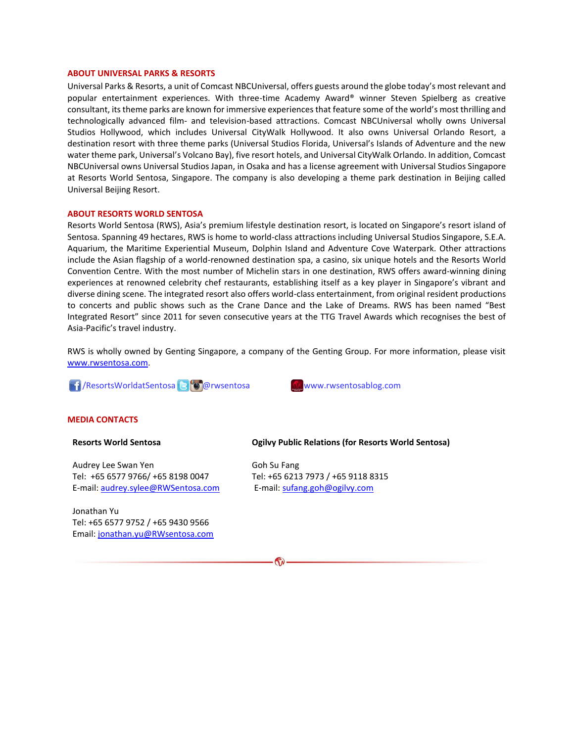## ABOUT UNIVERSAL PARKS & RESORTS

Universal Parks & Resorts, a unit of Comcast NBCUniversal, offers guests around the globe today's most relevant and popular entertainment experiences. With three-time Academy Award® winner Steven Spielberg as creative consultant, its theme parks are known for immersive experiences that feature some of the world's most thrilling and technologically advanced film- and television-based attractions. Comcast NBCUniversal wholly owns Universal Studios Hollywood, which includes Universal CityWalk Hollywood. It also owns Universal Orlando Resort, a destination resort with three theme parks (Universal Studios Florida, Universal's Islands of Adventure and the new water theme park, Universal's Volcano Bay), five resort hotels, and Universal CityWalk Orlando. In addition, Comcast NBCUniversal owns Universal Studios Japan, in Osaka and has a license agreement with Universal Studios Singapore at Resorts World Sentosa, Singapore. The company is also developing a theme park destination in Beijing called Universal Beijing Resort.

## ABOUT RESORTS WORLD SENTOSA

Resorts World Sentosa (RWS), Asia's premium lifestyle destination resort, is located on Singapore's resort island of Sentosa. Spanning 49 hectares, RWS is home to world-class attractions including Universal Studios Singapore, S.E.A. Aquarium, the Maritime Experiential Museum, Dolphin Island and Adventure Cove Waterpark. Other attractions include the Asian flagship of a world-renowned destination spa, a casino, six unique hotels and the Resorts World Convention Centre. With the most number of Michelin stars in one destination, RWS offers award-winning dining experiences at renowned celebrity chef restaurants, establishing itself as a key player in Singapore's vibrant and diverse dining scene. The integrated resort also offers world-class entertainment, from original resident productions to concerts and public shows such as the Crane Dance and the Lake of Dreams. RWS has been named "Best Integrated Resort" since 2011 for seven consecutive years at the TTG Travel Awards which recognises the best of Asia-Pacific's travel industry.

RWS is wholly owned by Genting Singapore, a company of the Genting Group. For more information, please visit www.rwsentosa.com.

/ResortsWorldatSentosa @rwsentosa www.rwsentosablog.com

## MEDIA CONTACTS

**Resorts World Sentosa**

Audrey Lee Swan Yen
Tel: +65 6577 9766/ +65 8198 0047
E-mail: audrey.sylee@RWSentosa.com

Jonathan Yu
Tel: +65 6577 9752 / +65 9430 9566
Email: jonathan.yu@RWsentosa.com

**Ogilvy Public Relations (for Resorts World Sentosa)**

Goh Su Fang
Tel: +65 6213 7973 / +65 9118 8315
E-mail: sufang.goh@ogilvy.com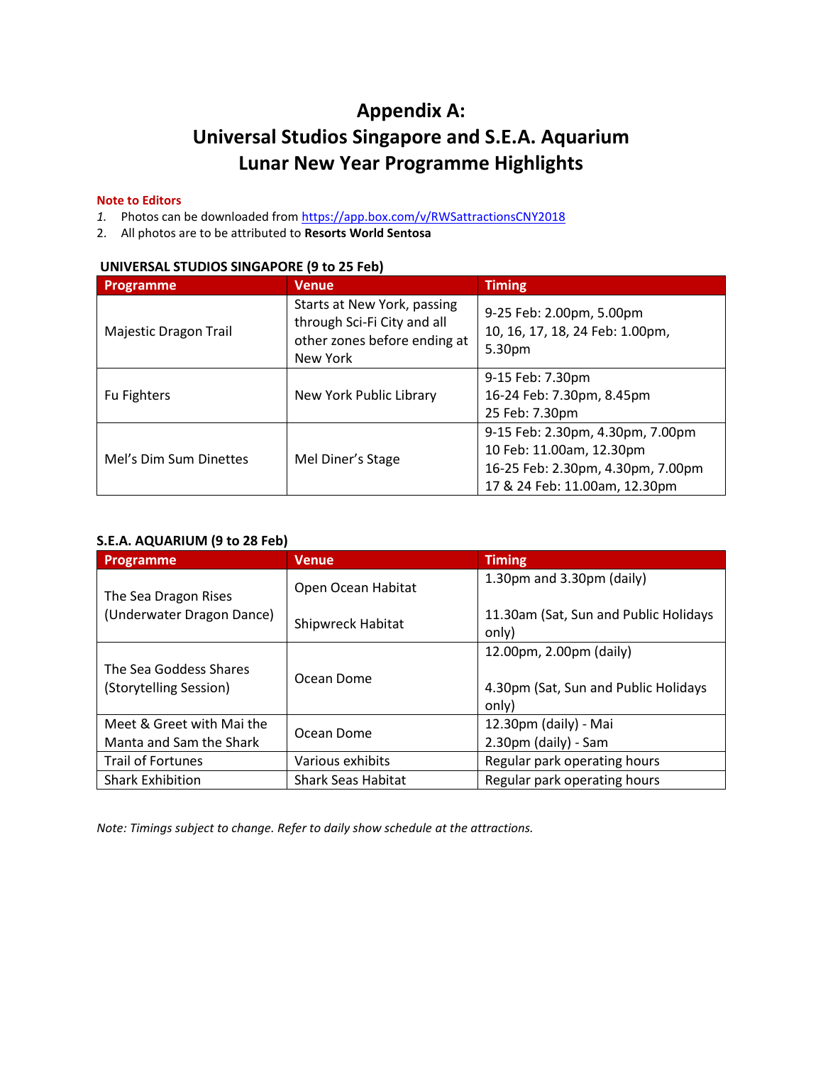# Appendix A:
# Universal Studios Singapore and S.E.A. Aquarium
# Lunar New Year Programme Highlights

**Note to Editors**

1. Photos can be downloaded from https://app.box.com/v/RWSattractionsCNY2018
2. All photos are to be attributed to **Resorts World Sentosa**

**UNIVERSAL STUDIOS SINGAPORE (9 to 25 Feb)**

| Programme | Venue | Timing |
|---|---|---|
| Majestic Dragon Trail | Starts at New York, passing through Sci-Fi City and all other zones before ending at New York | 9-25 Feb: 2.00pm, 5.00pm<br>10, 16, 17, 18, 24 Feb: 1.00pm, 5.30pm |
| Fu Fighters | New York Public Library | 9-15 Feb: 7.30pm<br>16-24 Feb: 7.30pm, 8.45pm<br>25 Feb: 7.30pm |
| Mel's Dim Sum Dinettes | Mel Diner's Stage | 9-15 Feb: 2.30pm, 4.30pm, 7.00pm<br>10 Feb: 11.00am, 12.30pm<br>16-25 Feb: 2.30pm, 4.30pm, 7.00pm<br>17 & 24 Feb: 11.00am, 12.30pm |

**S.E.A. AQUARIUM (9 to 28 Feb)**

| Programme | Venue | Timing |
|---|---|---|
| The Sea Dragon Rises (Underwater Dragon Dance) | Open Ocean Habitat<br><br>Shipwreck Habitat | 1.30pm and 3.30pm (daily)<br><br>11.30am (Sat, Sun and Public Holidays only) |
| The Sea Goddess Shares (Storytelling Session) | Ocean Dome | 12.00pm, 2.00pm (daily)<br><br>4.30pm (Sat, Sun and Public Holidays only) |
| Meet & Greet with Mai the Manta and Sam the Shark | Ocean Dome | 12.30pm (daily) - Mai<br>2.30pm (daily) - Sam |
| Trail of Fortunes | Various exhibits | Regular park operating hours |
| Shark Exhibition | Shark Seas Habitat | Regular park operating hours |

*Note: Timings subject to change. Refer to daily show schedule at the attractions.*